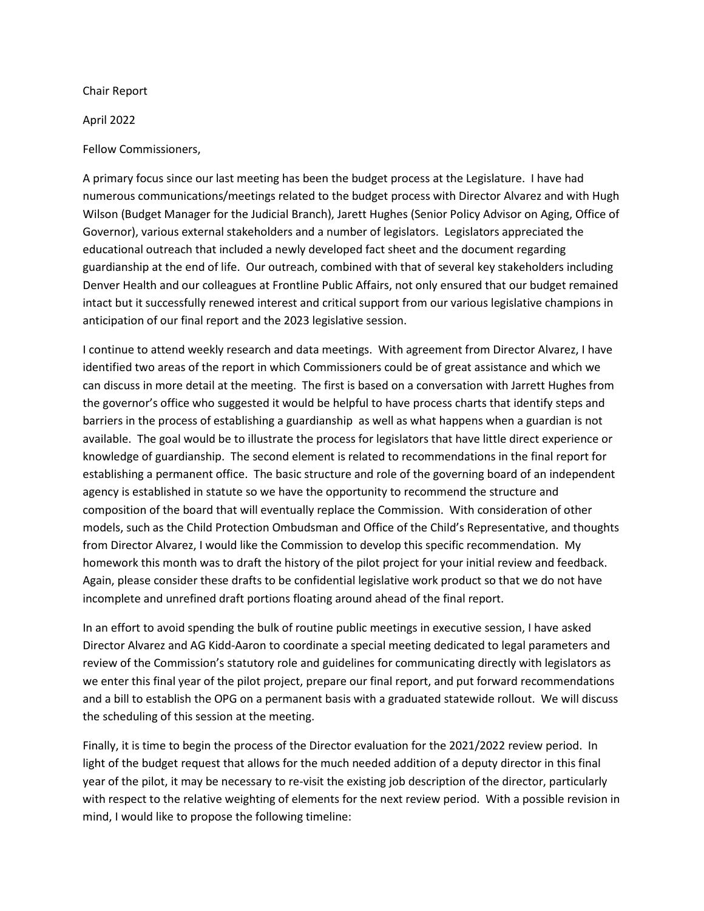Chair Report

April 2022

Fellow Commissioners,

A primary focus since our last meeting has been the budget process at the Legislature. I have had numerous communications/meetings related to the budget process with Director Alvarez and with Hugh Wilson (Budget Manager for the Judicial Branch), Jarett Hughes (Senior Policy Advisor on Aging, Office of Governor), various external stakeholders and a number of legislators. Legislators appreciated the educational outreach that included a newly developed fact sheet and the document regarding guardianship at the end of life. Our outreach, combined with that of several key stakeholders including Denver Health and our colleagues at Frontline Public Affairs, not only ensured that our budget remained intact but it successfully renewed interest and critical support from our various legislative champions in anticipation of our final report and the 2023 legislative session.

I continue to attend weekly research and data meetings. With agreement from Director Alvarez, I have identified two areas of the report in which Commissioners could be of great assistance and which we can discuss in more detail at the meeting. The first is based on a conversation with Jarrett Hughes from the governor's office who suggested it would be helpful to have process charts that identify steps and barriers in the process of establishing a guardianship as well as what happens when a guardian is not available. The goal would be to illustrate the process for legislators that have little direct experience or knowledge of guardianship. The second element is related to recommendations in the final report for establishing a permanent office. The basic structure and role of the governing board of an independent agency is established in statute so we have the opportunity to recommend the structure and composition of the board that will eventually replace the Commission. With consideration of other models, such as the Child Protection Ombudsman and Office of the Child's Representative, and thoughts from Director Alvarez, I would like the Commission to develop this specific recommendation. My homework this month was to draft the history of the pilot project for your initial review and feedback. Again, please consider these drafts to be confidential legislative work product so that we do not have incomplete and unrefined draft portions floating around ahead of the final report.

In an effort to avoid spending the bulk of routine public meetings in executive session, I have asked Director Alvarez and AG Kidd-Aaron to coordinate a special meeting dedicated to legal parameters and review of the Commission's statutory role and guidelines for communicating directly with legislators as we enter this final year of the pilot project, prepare our final report, and put forward recommendations and a bill to establish the OPG on a permanent basis with a graduated statewide rollout. We will discuss the scheduling of this session at the meeting.

Finally, it is time to begin the process of the Director evaluation for the 2021/2022 review period. In light of the budget request that allows for the much needed addition of a deputy director in this final year of the pilot, it may be necessary to re-visit the existing job description of the director, particularly with respect to the relative weighting of elements for the next review period. With a possible revision in mind, I would like to propose the following timeline: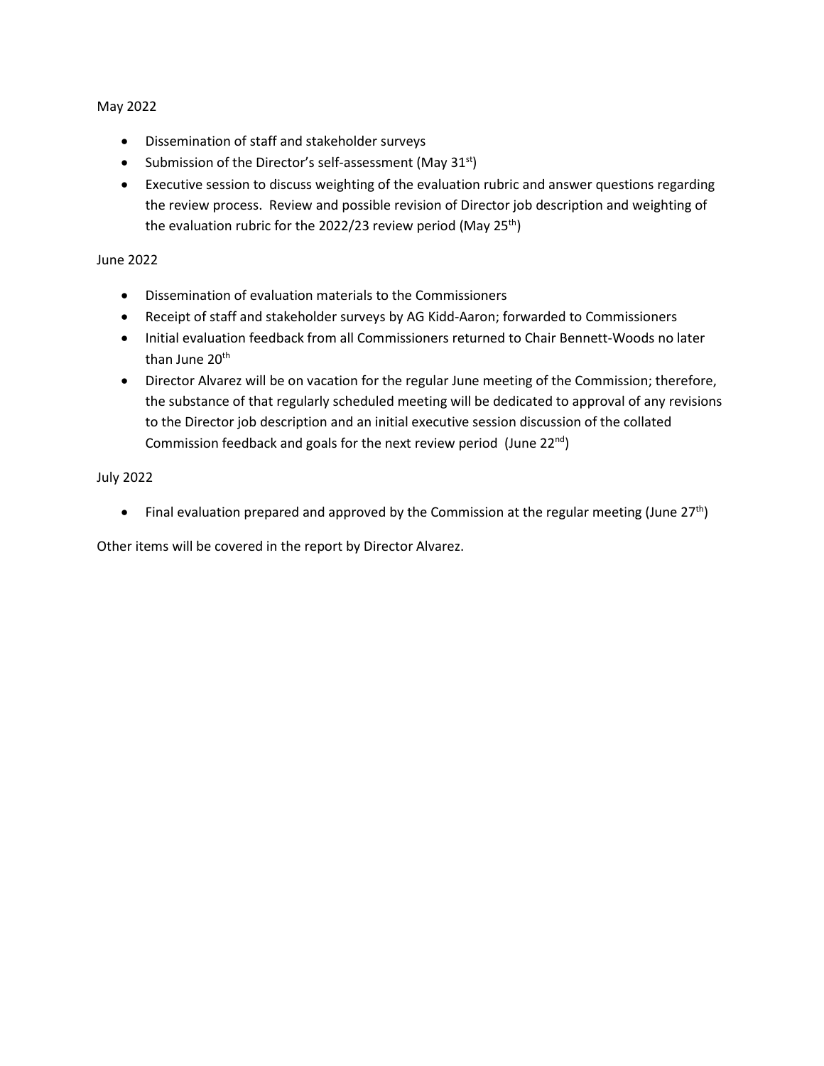May 2022

- Dissemination of staff and stakeholder surveys
- Submission of the Director's self-assessment (May 31st)
- Executive session to discuss weighting of the evaluation rubric and answer questions regarding the review process. Review and possible revision of Director job description and weighting of the evaluation rubric for the 2022/23 review period (May 25th)

June 2022

- Dissemination of evaluation materials to the Commissioners
- Receipt of staff and stakeholder surveys by AG Kidd-Aaron; forwarded to Commissioners
- Initial evaluation feedback from all Commissioners returned to Chair Bennett-Woods no later than June 20th
- Director Alvarez will be on vacation for the regular June meeting of the Commission; therefore, the substance of that regularly scheduled meeting will be dedicated to approval of any revisions to the Director job description and an initial executive session discussion of the collated Commission feedback and goals for the next review period (June 22nd)

July 2022

- Final evaluation prepared and approved by the Commission at the regular meeting (June 27th)

Other items will be covered in the report by Director Alvarez.